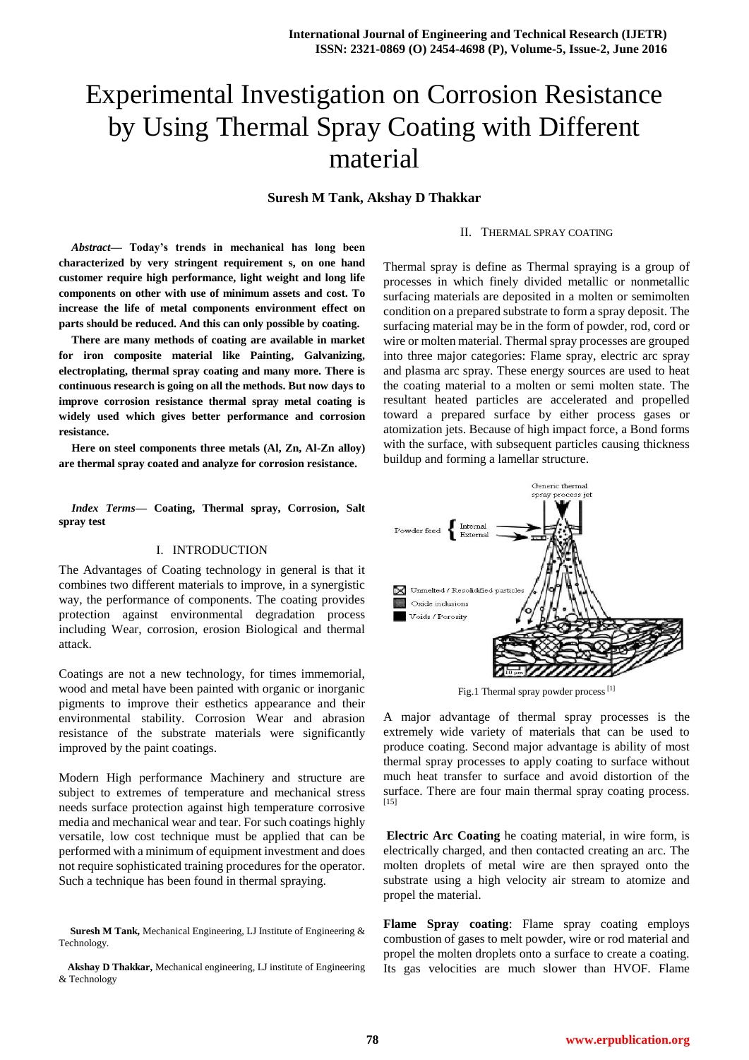# Experimental Investigation on Corrosion Resistance by Using Thermal Spray Coating with Different material

**Suresh M Tank, Akshay D Thakkar**

***Abstract*— Today's trends in mechanical has long been characterized by very stringent requirement s, on one hand customer require high performance, light weight and long life components on other with use of minimum assets and cost. To increase the life of metal components environment effect on parts should be reduced. And this can only possible by coating.**

**There are many methods of coating are available in market for iron composite material like Painting, Galvanizing, electroplating, thermal spray coating and many more. There is continuous research is going on all the methods. But now days to improve corrosion resistance thermal spray metal coating is widely used which gives better performance and corrosion resistance.**

**Here on steel components three metals (Al, Zn, Al-Zn alloy) are thermal spray coated and analyze for corrosion resistance.**

***Index Terms*— Coating, Thermal spray, Corrosion, Salt spray test**

## I. INTRODUCTION

The Advantages of Coating technology in general is that it combines two different materials to improve, in a synergistic way, the performance of components. The coating provides protection against environmental degradation process including Wear, corrosion, erosion Biological and thermal attack.

Coatings are not a new technology, for times immemorial, wood and metal have been painted with organic or inorganic pigments to improve their esthetics appearance and their environmental stability. Corrosion Wear and abrasion resistance of the substrate materials were significantly improved by the paint coatings.

Modern High performance Machinery and structure are subject to extremes of temperature and mechanical stress needs surface protection against high temperature corrosive media and mechanical wear and tear. For such coatings highly versatile, low cost technique must be applied that can be performed with a minimum of equipment investment and does not require sophisticated training procedures for the operator. Such a technique has been found in thermal spraying.

**Suresh M Tank,** Mechanical Engineering, LJ Institute of Engineering & Technology.

**Akshay D Thakkar,** Mechanical engineering, LJ institute of Engineering & Technology

## II. THERMAL SPRAY COATING

Thermal spray is define as Thermal spraying is a group of processes in which finely divided metallic or nonmetallic surfacing materials are deposited in a molten or semimolten condition on a prepared substrate to form a spray deposit. The surfacing material may be in the form of powder, rod, cord or wire or molten material. Thermal spray processes are grouped into three major categories: Flame spray, electric arc spray and plasma arc spray. These energy sources are used to heat the coating material to a molten or semi molten state. The resultant heated particles are accelerated and propelled toward a prepared surface by either process gases or atomization jets. Because of high impact force, a Bond forms with the surface, with subsequent particles causing thickness buildup and forming a lamellar structure.

Generic thermal spray process jet

Powder feed { Internal / External

Unmelted / Resolidified particles

Oxide inclusions

Voids / Porosity

10 μm

Fig.1 Thermal spray powder process [1]

A major advantage of thermal spray processes is the extremely wide variety of materials that can be used to produce coating. Second major advantage is ability of most thermal spray processes to apply coating to surface without much heat transfer to surface and avoid distortion of the surface. There are four main thermal spray coating process. [15]

**Electric Arc Coating** he coating material, in wire form, is electrically charged, and then contacted creating an arc. The molten droplets of metal wire are then sprayed onto the substrate using a high velocity air stream to atomize and propel the material.

**Flame Spray coating**: Flame spray coating employs combustion of gases to melt powder, wire or rod material and propel the molten droplets onto a surface to create a coating. Its gas velocities are much slower than HVOF. Flame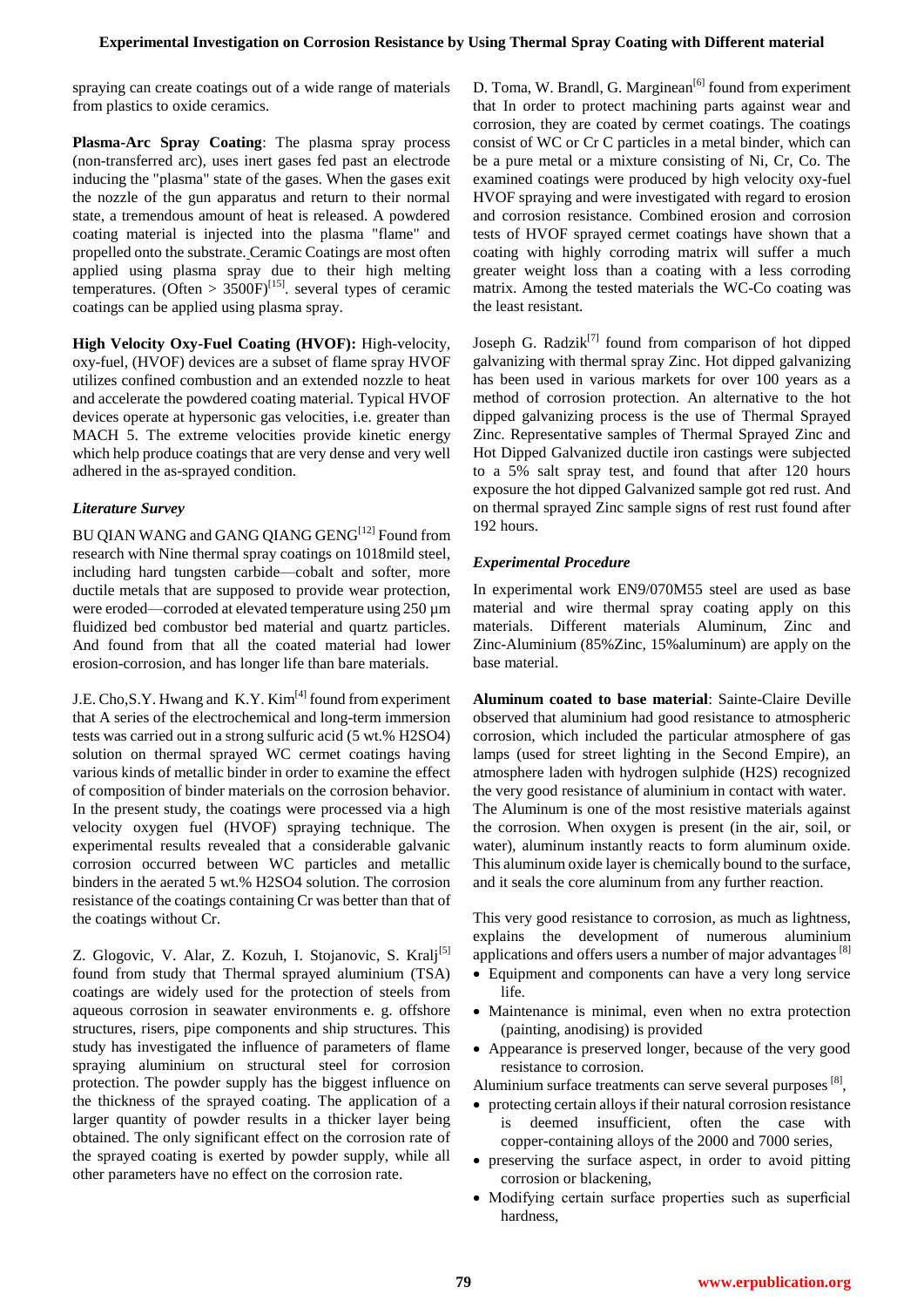spraying can create coatings out of a wide range of materials from plastics to oxide ceramics.

**Plasma-Arc Spray Coating**: The plasma spray process (non-transferred arc), uses inert gases fed past an electrode inducing the "plasma" state of the gases. When the gases exit the nozzle of the gun apparatus and return to their normal state, a tremendous amount of heat is released. A powdered coating material is injected into the plasma "flame" and propelled onto the substrate. Ceramic Coatings are most often applied using plasma spray due to their high melting temperatures. (Often > 3500F)[15]. several types of ceramic coatings can be applied using plasma spray.

**High Velocity Oxy-Fuel Coating (HVOF):** High-velocity, oxy-fuel, (HVOF) devices are a subset of flame spray HVOF utilizes confined combustion and an extended nozzle to heat and accelerate the powdered coating material. Typical HVOF devices operate at hypersonic gas velocities, i.e. greater than MACH 5. The extreme velocities provide kinetic energy which help produce coatings that are very dense and very well adhered in the as-sprayed condition.

### *Literature Survey*

BU QIAN WANG and GANG QIANG GENG[12] Found from research with Nine thermal spray coatings on 1018mild steel, including hard tungsten carbide—cobalt and softer, more ductile metals that are supposed to provide wear protection, were eroded—corroded at elevated temperature using 250 µm fluidized bed combustor bed material and quartz particles. And found from that all the coated material had lower erosion-corrosion, and has longer life than bare materials.

J.E. Cho,S.Y. Hwang and K.Y. Kim[4] found from experiment that A series of the electrochemical and long-term immersion tests was carried out in a strong sulfuric acid (5 wt.% $H_2SO_4$) solution on thermal sprayed WC cermet coatings having various kinds of metallic binder in order to examine the effect of composition of binder materials on the corrosion behavior. In the present study, the coatings were processed via a high velocity oxygen fuel (HVOF) spraying technique. The experimental results revealed that a considerable galvanic corrosion occurred between WC particles and metallic binders in the aerated 5 wt.% $H_2SO_4$ solution. The corrosion resistance of the coatings containing Cr was better than that of the coatings without Cr.

Z. Glogovic, V. Alar, Z. Kozuh, I. Stojanovic, S. Kralj[5] found from study that Thermal sprayed aluminium (TSA) coatings are widely used for the protection of steels from aqueous corrosion in seawater environments e. g. offshore structures, risers, pipe components and ship structures. This study has investigated the influence of parameters of flame spraying aluminium on structural steel for corrosion protection. The powder supply has the biggest influence on the thickness of the sprayed coating. The application of a larger quantity of powder results in a thicker layer being obtained. The only significant effect on the corrosion rate of the sprayed coating is exerted by powder supply, while all other parameters have no effect on the corrosion rate.

D. Toma, W. Brandl, G. Marginean[6] found from experiment that In order to protect machining parts against wear and corrosion, they are coated by cermet coatings. The coatings consist of WC or Cr C particles in a metal binder, which can be a pure metal or a mixture consisting of Ni, Cr, Co. The examined coatings were produced by high velocity oxy-fuel HVOF spraying and were investigated with regard to erosion and corrosion resistance. Combined erosion and corrosion tests of HVOF sprayed cermet coatings have shown that a coating with highly corroding matrix will suffer a much greater weight loss than a coating with a less corroding matrix. Among the tested materials the WC-Co coating was the least resistant.

Joseph G. Radzik[7] found from comparison of hot dipped galvanizing with thermal spray Zinc. Hot dipped galvanizing has been used in various markets for over 100 years as a method of corrosion protection. An alternative to the hot dipped galvanizing process is the use of Thermal Sprayed Zinc. Representative samples of Thermal Sprayed Zinc and Hot Dipped Galvanized ductile iron castings were subjected to a 5% salt spray test, and found that after 120 hours exposure the hot dipped Galvanized sample got red rust. And on thermal sprayed Zinc sample signs of rest rust found after 192 hours.

### *Experimental Procedure*

In experimental work EN9/070M55 steel are used as base material and wire thermal spray coating apply on this materials. Different materials Aluminum, Zinc and Zinc-Aluminium (85%Zinc, 15%aluminum) are apply on the base material.

**Aluminum coated to base material**: Sainte-Claire Deville observed that aluminium had good resistance to atmospheric corrosion, which included the particular atmosphere of gas lamps (used for street lighting in the Second Empire), an atmosphere laden with hydrogen sulphide ($H_2S$) recognized the very good resistance of aluminium in contact with water. The Aluminum is one of the most resistive materials against the corrosion. When oxygen is present (in the air, soil, or water), aluminum instantly reacts to form aluminum oxide. This aluminum oxide layer is chemically bound to the surface, and it seals the core aluminum from any further reaction.

This very good resistance to corrosion, as much as lightness, explains the development of numerous aluminium applications and offers users a number of major advantages [8]

- Equipment and components can have a very long service life.
- Maintenance is minimal, even when no extra protection (painting, anodising) is provided
- Appearance is preserved longer, because of the very good resistance to corrosion.

Aluminium surface treatments can serve several purposes [8],

- protecting certain alloys if their natural corrosion resistance is deemed insufficient, often the case with copper-containing alloys of the 2000 and 7000 series,
- preserving the surface aspect, in order to avoid pitting corrosion or blackening,
- Modifying certain surface properties such as superficial hardness,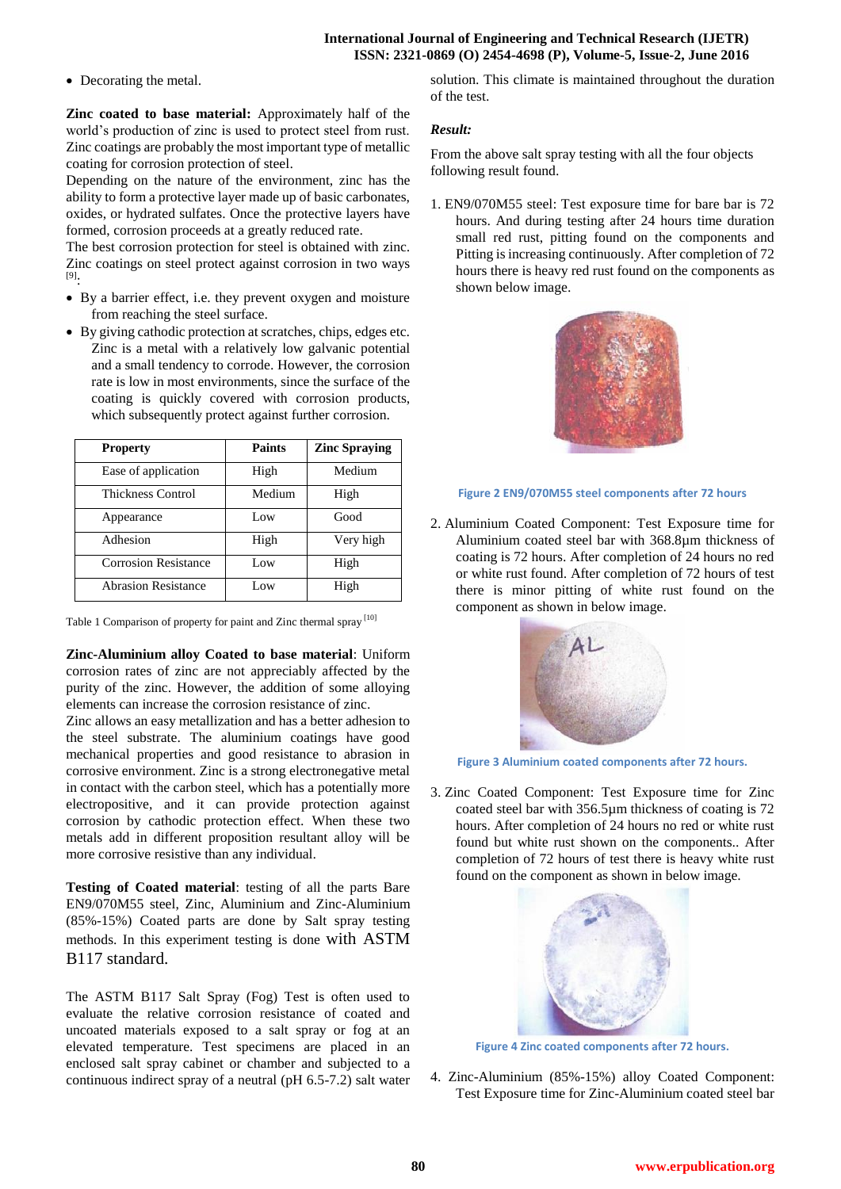- Decorating the metal.

**Zinc coated to base material:** Approximately half of the world's production of zinc is used to protect steel from rust. Zinc coatings are probably the most important type of metallic coating for corrosion protection of steel.

Depending on the nature of the environment, zinc has the ability to form a protective layer made up of basic carbonates, oxides, or hydrated sulfates. Once the protective layers have formed, corrosion proceeds at a greatly reduced rate.

The best corrosion protection for steel is obtained with zinc. Zinc coatings on steel protect against corrosion in two ways [9]:

- By a barrier effect, i.e. they prevent oxygen and moisture from reaching the steel surface.
- By giving cathodic protection at scratches, chips, edges etc. Zinc is a metal with a relatively low galvanic potential and a small tendency to corrode. However, the corrosion rate is low in most environments, since the surface of the coating is quickly covered with corrosion products, which subsequently protect against further corrosion.

| Property | Paints | Zinc Spraying |
|---|---|---|
| Ease of application | High | Medium |
| Thickness Control | Medium | High |
| Appearance | Low | Good |
| Adhesion | High | Very high |
| Corrosion Resistance | Low | High |
| Abrasion Resistance | Low | High |

Table 1 Comparison of property for paint and Zinc thermal spray [10]

**Zinc-Aluminium alloy Coated to base material**: Uniform corrosion rates of zinc are not appreciably affected by the purity of the zinc. However, the addition of some alloying elements can increase the corrosion resistance of zinc.

Zinc allows an easy metallization and has a better adhesion to the steel substrate. The aluminium coatings have good mechanical properties and good resistance to abrasion in corrosive environment. Zinc is a strong electronegative metal in contact with the carbon steel, which has a potentially more electropositive, and it can provide protection against corrosion by cathodic protection effect. When these two metals add in different proposition resultant alloy will be more corrosive resistive than any individual.

**Testing of Coated material**: testing of all the parts Bare EN9/070M55 steel, Zinc, Aluminium and Zinc-Aluminium (85%-15%) Coated parts are done by Salt spray testing methods. In this experiment testing is done with ASTM B117 standard.

The ASTM B117 Salt Spray (Fog) Test is often used to evaluate the relative corrosion resistance of coated and uncoated materials exposed to a salt spray or fog at an elevated temperature. Test specimens are placed in an enclosed salt spray cabinet or chamber and subjected to a continuous indirect spray of a neutral (pH 6.5-7.2) salt water solution. This climate is maintained throughout the duration of the test.

***Result:***

From the above salt spray testing with all the four objects following result found.

1. EN9/070M55 steel: Test exposure time for bare bar is 72 hours. And during testing after 24 hours time duration small red rust, pitting found on the components and Pitting is increasing continuously. After completion of 72 hours there is heavy red rust found on the components as shown below image.

Figure 2 EN9/070M55 steel components after 72 hours

2. Aluminium Coated Component: Test Exposure time for Aluminium coated steel bar with 368.8µm thickness of coating is 72 hours. After completion of 24 hours no red or white rust found. After completion of 72 hours of test there is minor pitting of white rust found on the component as shown in below image.

Figure 3 Aluminium coated components after 72 hours.

3. Zinc Coated Component: Test Exposure time for Zinc coated steel bar with 356.5µm thickness of coating is 72 hours. After completion of 24 hours no red or white rust found but white rust shown on the components.. After completion of 72 hours of test there is heavy white rust found on the component as shown in below image.

Figure 4 Zinc coated components after 72 hours.

4. Zinc-Aluminium (85%-15%) alloy Coated Component: Test Exposure time for Zinc-Aluminium coated steel bar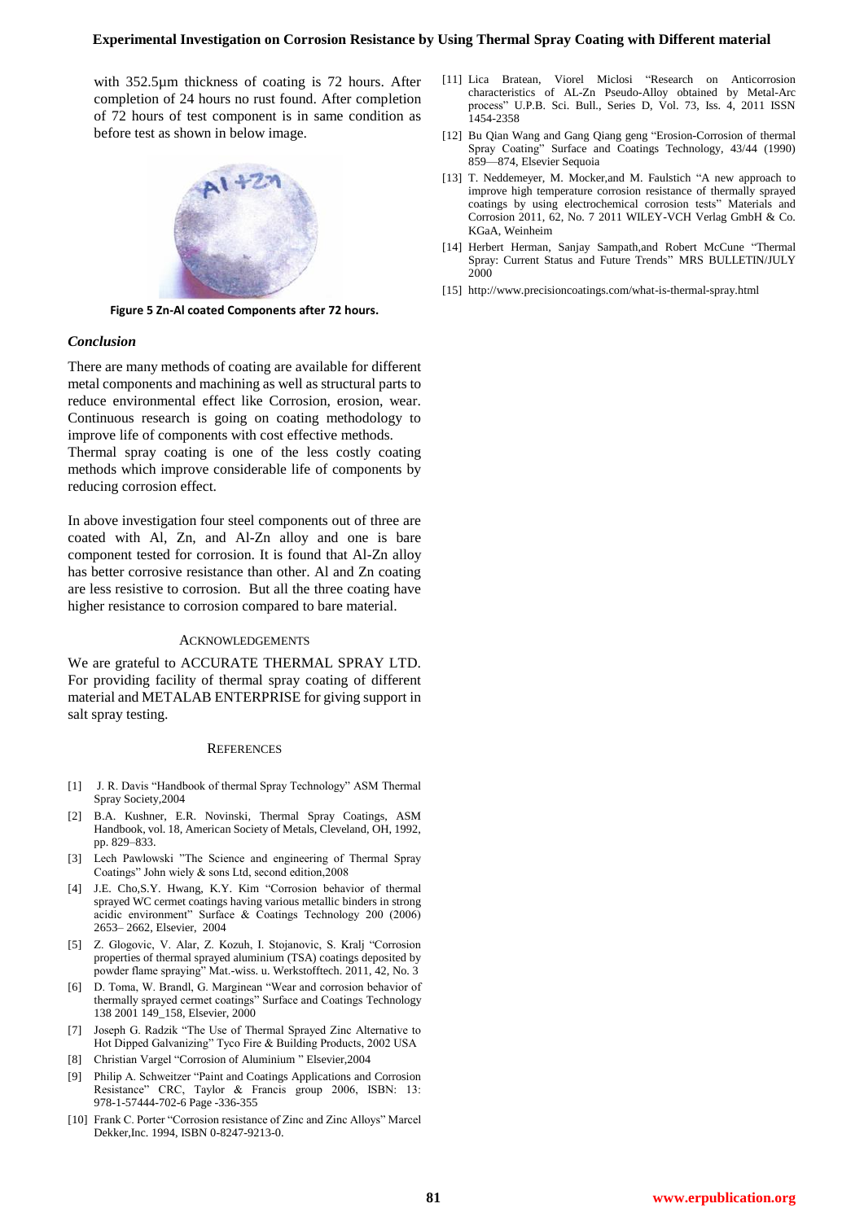with 352.5µm thickness of coating is 72 hours. After completion of 24 hours no rust found. After completion of 72 hours of test component is in same condition as before test as shown in below image.

**Figure 5 Zn-Al coated Components after 72 hours.**

### *Conclusion*

There are many methods of coating are available for different metal components and machining as well as structural parts to reduce environmental effect like Corrosion, erosion, wear. Continuous research is going on coating methodology to improve life of components with cost effective methods.
Thermal spray coating is one of the less costly coating methods which improve considerable life of components by reducing corrosion effect.

In above investigation four steel components out of three are coated with Al, Zn, and Al-Zn alloy and one is bare component tested for corrosion. It is found that Al-Zn alloy has better corrosive resistance than other. Al and Zn coating are less resistive to corrosion. But all the three coating have higher resistance to corrosion compared to bare material.

## ACKNOWLEDGEMENTS

We are grateful to ACCURATE THERMAL SPRAY LTD. For providing facility of thermal spray coating of different material and METALAB ENTERPRISE for giving support in salt spray testing.

## REFERENCES

[1] J. R. Davis "Handbook of thermal Spray Technology" ASM Thermal Spray Society,2004

[2] B.A. Kushner, E.R. Novinski, Thermal Spray Coatings, ASM Handbook, vol. 18, American Society of Metals, Cleveland, OH, 1992, pp. 829–833.

[3] Lech Pawlowski "The Science and engineering of Thermal Spray Coatings" John wiely & sons Ltd, second edition,2008

[4] J.E. Cho,S.Y. Hwang, K.Y. Kim "Corrosion behavior of thermal sprayed WC cermet coatings having various metallic binders in strong acidic environment" Surface & Coatings Technology 200 (2006) 2653– 2662, Elsevier, 2004

[5] Z. Glogovic, V. Alar, Z. Kozuh, I. Stojanovic, S. Kralj "Corrosion properties of thermal sprayed aluminium (TSA) coatings deposited by powder flame spraying" Mat.-wiss. u. Werkstofftech. 2011, 42, No. 3

[6] D. Toma, W. Brandl, G. Marginean "Wear and corrosion behavior of thermally sprayed cermet coatings" Surface and Coatings Technology 138 2001 149_158, Elsevier, 2000

[7] Joseph G. Radzik "The Use of Thermal Sprayed Zinc Alternative to Hot Dipped Galvanizing" Tyco Fire & Building Products, 2002 USA

[8] Christian Vargel "Corrosion of Aluminium " Elsevier,2004

[9] Philip A. Schweitzer "Paint and Coatings Applications and Corrosion Resistance" CRC, Taylor & Francis group 2006, ISBN: 13: 978-1-57444-702-6 Page -336-355

[10] Frank C. Porter "Corrosion resistance of Zinc and Zinc Alloys" Marcel Dekker,Inc. 1994, ISBN 0-8247-9213-0.

[11] Lica Bratean, Viorel Miclosi "Research on Anticorrosion characteristics of AL-Zn Pseudo-Alloy obtained by Metal-Arc process" U.P.B. Sci. Bull., Series D, Vol. 73, Iss. 4, 2011 ISSN 1454-2358

[12] Bu Qian Wang and Gang Qiang geng "Erosion-Corrosion of thermal Spray Coating" Surface and Coatings Technology, 43/44 (1990) 859—874, Elsevier Sequoia

[13] T. Neddemeyer, M. Mocker,and M. Faulstich "A new approach to improve high temperature corrosion resistance of thermally sprayed coatings by using electrochemical corrosion tests" Materials and Corrosion 2011, 62, No. 7 2011 WILEY-VCH Verlag GmbH & Co. KGaA, Weinheim

[14] Herbert Herman, Sanjay Sampath,and Robert McCune "Thermal Spray: Current Status and Future Trends" MRS BULLETIN/JULY 2000

[15] http://www.precisioncoatings.com/what-is-thermal-spray.html